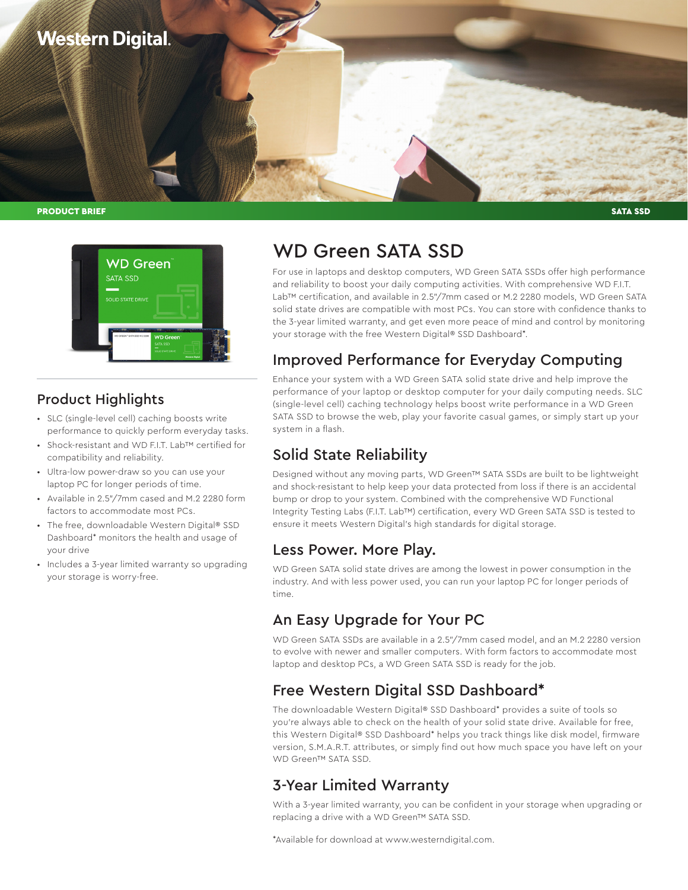Western Digital.

PRODUCT BRIEF

SATA SSD

# WD Green SATA SSD

For use in laptops and desktop computers, WD Green SATA SSDs offer high performance and reliability to boost your daily computing activities. With comprehensive WD F.I.T. Lab™ certification, and available in 2.5"/7mm cased or M.2 2280 models, WD Green SATA solid state drives are compatible with most PCs. You can store with confidence thanks to the 3-year limited warranty, and get even more peace of mind and control by monitoring your storage with the free Western Digital® SSD Dashboard*.

## Product Highlights

- SLC (single-level cell) caching boosts write performance to quickly perform everyday tasks.
- Shock-resistant and WD F.I.T. Lab™ certified for compatibility and reliability.
- Ultra-low power-draw so you can use your laptop PC for longer periods of time.
- Available in 2.5"/7mm cased and M.2 2280 form factors to accommodate most PCs.
- The free, downloadable Western Digital® SSD Dashboard* monitors the health and usage of your drive
- Includes a 3-year limited warranty so upgrading your storage is worry-free.

## Improved Performance for Everyday Computing

Enhance your system with a WD Green SATA solid state drive and help improve the performance of your laptop or desktop computer for your daily computing needs. SLC (single-level cell) caching technology helps boost write performance in a WD Green SATA SSD to browse the web, play your favorite casual games, or simply start up your system in a flash.

## Solid State Reliability

Designed without any moving parts, WD Green™ SATA SSDs are built to be lightweight and shock-resistant to help keep your data protected from loss if there is an accidental bump or drop to your system. Combined with the comprehensive WD Functional Integrity Testing Labs (F.I.T. Lab™) certification, every WD Green SATA SSD is tested to ensure it meets Western Digital's high standards for digital storage.

## Less Power. More Play.

WD Green SATA solid state drives are among the lowest in power consumption in the industry. And with less power used, you can run your laptop PC for longer periods of time.

## An Easy Upgrade for Your PC

WD Green SATA SSDs are available in a 2.5"/7mm cased model, and an M.2 2280 version to evolve with newer and smaller computers. With form factors to accommodate most laptop and desktop PCs, a WD Green SATA SSD is ready for the job.

## Free Western Digital SSD Dashboard*

The downloadable Western Digital® SSD Dashboard* provides a suite of tools so you're always able to check on the health of your solid state drive. Available for free, this Western Digital® SSD Dashboard* helps you track things like disk model, firmware version, S.M.A.R.T. attributes, or simply find out how much space you have left on your WD Green™ SATA SSD.

## 3-Year Limited Warranty

With a 3-year limited warranty, you can be confident in your storage when upgrading or replacing a drive with a WD Green™ SATA SSD.

*Available for download at www.westerndigital.com.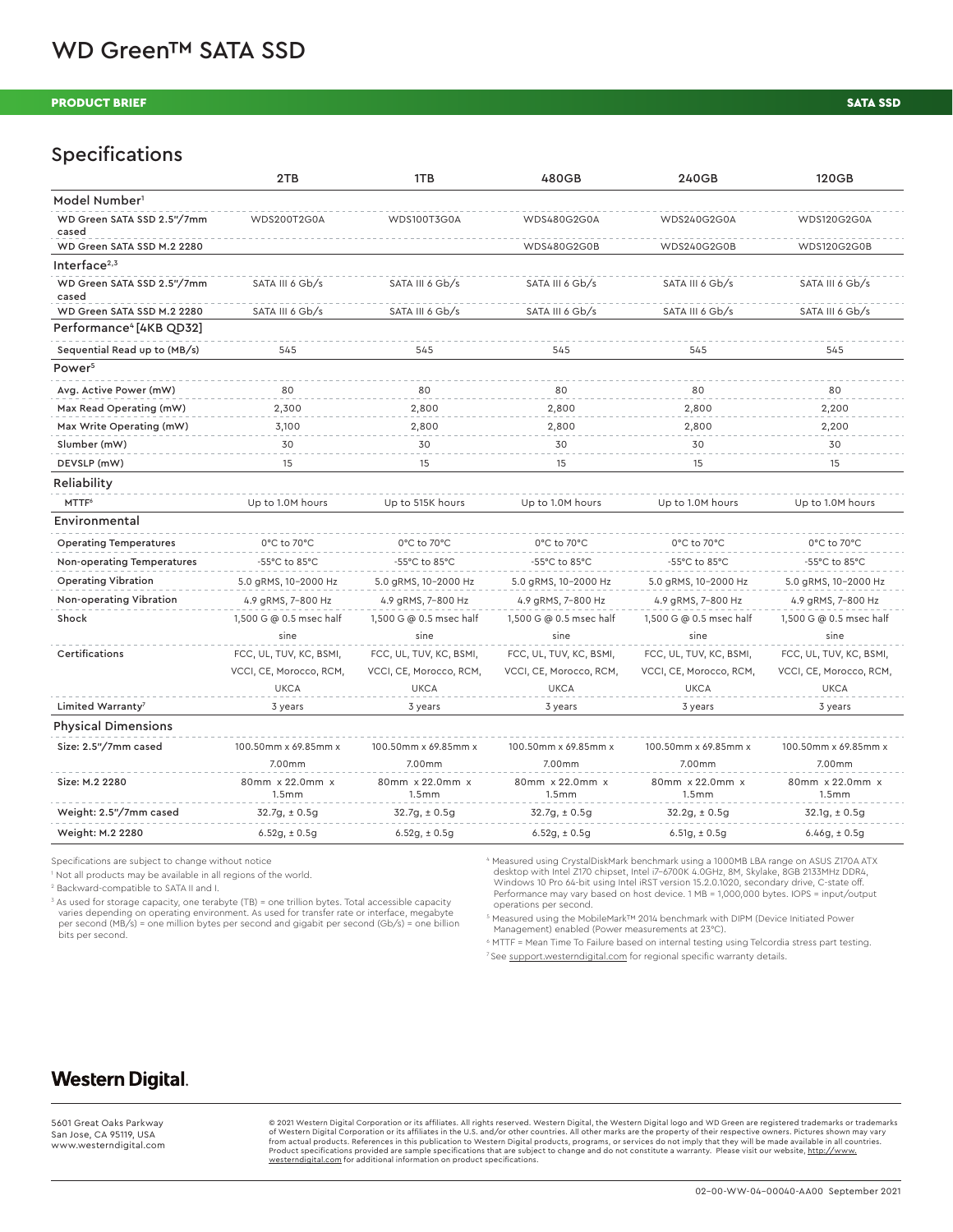# WD Green™ SATA SSD

**PRODUCT BRIEF** **SATA SSD**

## Specifications

| | 2TB | 1TB | 480GB | 240GB | 120GB |
|---|---|---|---|---|---|
| **Model Number**[1] | | | | | |
| WD Green SATA SSD 2.5"/7mm cased | WDS200T2G0A | WDS100T3G0A | WDS480G2G0A | WDS240G2G0A | WDS120G2G0A |
| WD Green SATA SSD M.2 2280 | | | WDS480G2G0B | WDS240G2G0B | WDS120G2G0B |
| **Interface**[2,3] | | | | | |
| WD Green SATA SSD 2.5"/7mm cased | SATA III 6 Gb/s | SATA III 6 Gb/s | SATA III 6 Gb/s | SATA III 6 Gb/s | SATA III 6 Gb/s |
| WD Green SATA SSD M.2 2280 | SATA III 6 Gb/s | SATA III 6 Gb/s | SATA III 6 Gb/s | SATA III 6 Gb/s | SATA III 6 Gb/s |
| **Performance**[4] **[4KB QD32]** | | | | | |
| Sequential Read up to (MB/s) | 545 | 545 | 545 | 545 | 545 |
| **Power**[5] | | | | | |
| Avg. Active Power (mW) | 80 | 80 | 80 | 80 | 80 |
| Max Read Operating (mW) | 2,300 | 2,800 | 2,800 | 2,800 | 2,200 |
| Max Write Operating (mW) | 3,100 | 2,800 | 2,800 | 2,800 | 2,200 |
| Slumber (mW) | 30 | 30 | 30 | 30 | 30 |
| DEVSLP (mW) | 15 | 15 | 15 | 15 | 15 |
| **Reliability** | | | | | |
| MTTF[6] | Up to 1.0M hours | Up to 515K hours | Up to 1.0M hours | Up to 1.0M hours | Up to 1.0M hours |
| **Environmental** | | | | | |
| Operating Temperatures | 0°C to 70°C | 0°C to 70°C | 0°C to 70°C | 0°C to 70°C | 0°C to 70°C |
| Non-operating Temperatures | -55°C to 85°C | -55°C to 85°C | -55°C to 85°C | -55°C to 85°C | -55°C to 85°C |
| Operating Vibration | 5.0 gRMS, 10–2000 Hz | 5.0 gRMS, 10–2000 Hz | 5.0 gRMS, 10–2000 Hz | 5.0 gRMS, 10–2000 Hz | 5.0 gRMS, 10–2000 Hz |
| Non-operating Vibration | 4.9 gRMS, 7–800 Hz | 4.9 gRMS, 7–800 Hz | 4.9 gRMS, 7–800 Hz | 4.9 gRMS, 7–800 Hz | 4.9 gRMS, 7–800 Hz |
| Shock | 1,500 G @ 0.5 msec half sine | 1,500 G @ 0.5 msec half sine | 1,500 G @ 0.5 msec half sine | 1,500 G @ 0.5 msec half sine | 1,500 G @ 0.5 msec half sine |
| Certifications | FCC, UL, TUV, KC, BSMI, VCCI, CE, Morocco, RCM, UKCA | FCC, UL, TUV, KC, BSMI, VCCI, CE, Morocco, RCM, UKCA | FCC, UL, TUV, KC, BSMI, VCCI, CE, Morocco, RCM, UKCA | FCC, UL, TUV, KC, BSMI, VCCI, CE, Morocco, RCM, UKCA | FCC, UL, TUV, KC, BSMI, VCCI, CE, Morocco, RCM, UKCA |
| Limited Warranty[7] | 3 years | 3 years | 3 years | 3 years | 3 years |
| **Physical Dimensions** | | | | | |
| Size: 2.5"/7mm cased | 100.50mm x 69.85mm x 7.00mm | 100.50mm x 69.85mm x 7.00mm | 100.50mm x 69.85mm x 7.00mm | 100.50mm x 69.85mm x 7.00mm | 100.50mm x 69.85mm x 7.00mm |
| Size: M.2 2280 | 80mm x 22.0mm x 1.5mm | 80mm x 22.0mm x 1.5mm | 80mm x 22.0mm x 1.5mm | 80mm x 22.0mm x 1.5mm | 80mm x 22.0mm x 1.5mm |
| Weight: 2.5"/7mm cased | 32.7g, ± 0.5g | 32.7g, ± 0.5g | 32.7g, ± 0.5g | 32.2g, ± 0.5g | 32.1g, ± 0.5g |
| Weight: M.2 2280 | 6.52g, ± 0.5g | 6.52g, ± 0.5g | 6.52g, ± 0.5g | 6.51g, ± 0.5g | 6.46g, ± 0.5g |

Specifications are subject to change without notice

[1] Not all products may be available in all regions of the world.

[2] Backward-compatible to SATA II and I.

[3] As used for storage capacity, one terabyte (TB) = one trillion bytes. Total accessible capacity varies depending on operating environment. As used for transfer rate or interface, megabyte per second (MB/s) = one million bytes per second and gigabit per second (Gb/s) = one billion bits per second.

[4] Measured using CrystalDiskMark benchmark using a 1000MB LBA range on ASUS Z170A ATX desktop with Intel Z170 chipset, Intel i7-6700K 4.0GHz, 8M, Skylake, 8GB 2133MHz DDR4, Windows 10 Pro 64-bit using Intel iRST version 15.2.0.1020, secondary drive, C-state off. Performance may vary based on host device. 1 MB = 1,000,000 bytes. IOPS = input/output operations per second.

[5] Measured using the MobileMark™ 2014 benchmark with DIPM (Device Initiated Power Management) enabled (Power measurements at 23°C).

[6] MTTF = Mean Time To Failure based on internal testing using Telcordia stress part testing.

[7] See support.westerndigital.com for regional specific warranty details.

**Western Digital.**

5601 Great Oaks Parkway
San Jose, CA 95119, USA
www.westerndigital.com

© 2021 Western Digital Corporation or its affiliates. All rights reserved. Western Digital, the Western Digital logo and WD Green are registered trademarks or trademarks of Western Digital Corporation or its affiliates in the U.S. and/or other countries. All other marks are the property of their respective owners. Pictures shown may vary from actual products. References in this publication to Western Digital products, programs, or services do not imply that they will be made available in all countries. Product specifications provided are sample specifications that are subject to change and do not constitute a warranty. Please visit our website, http://www.westerndigital.com for additional information on product specifications.

02-00-WW-04-00040-AA00 September 2021